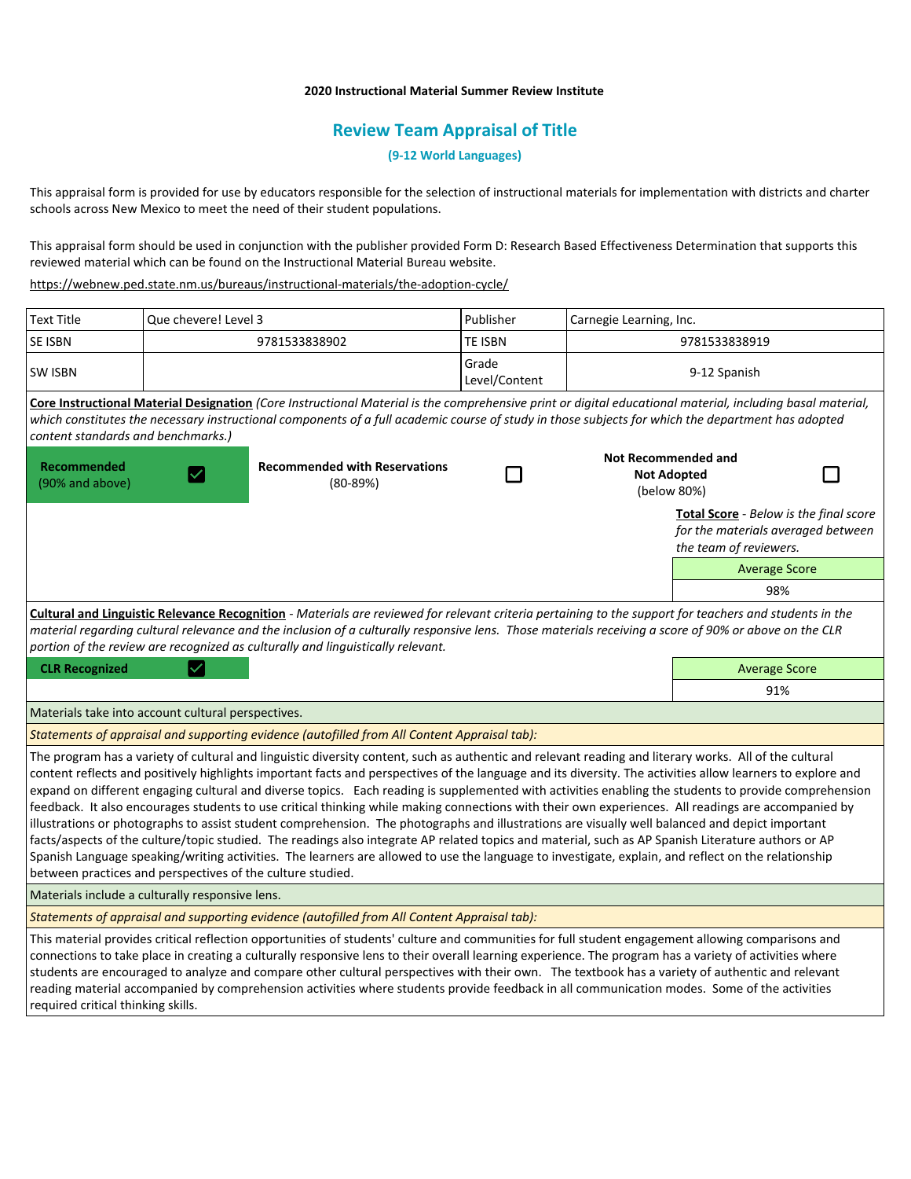**2020 Instructional Material Summer Review Institute**

## Review Team Appraisal of Title

**(9-12 World Languages)**

This appraisal form is provided for use by educators responsible for the selection of instructional materials for implementation with districts and charter schools across New Mexico to meet the need of their student populations.

This appraisal form should be used in conjunction with the publisher provided Form D: Research Based Effectiveness Determination that supports this reviewed material which can be found on the Instructional Material Bureau website.

https://webnew.ped.state.nm.us/bureaus/instructional-materials/the-adoption-cycle/

| Text Title | Que chevere! Level 3 | Publisher | Carnegie Learning, Inc. |
|---|---|---|---|
| SE ISBN | 9781533838902 | TE ISBN | 9781533838919 |
| SW ISBN | | Grade Level/Content | 9-12 Spanish |

**Core Instructional Material Designation** *(Core Instructional Material is the comprehensive print or digital educational material, including basal material, which constitutes the necessary instructional components of a full academic course of study in those subjects for which the department has adopted content standards and benchmarks.)*

| Recommended (90% and above) | Recommended with Reservations (80-89%) | Not Recommended and Not Adopted (below 80%) |
|---|---|---|
| ☑ | ☐ | ☐ |

**Total Score** - *Below is the final score for the materials averaged between the team of reviewers.*

| Average Score |
|---|
| 98% |

**Cultural and Linguistic Relevance Recognition** - *Materials are reviewed for relevant criteria pertaining to the support for teachers and students in the material regarding cultural relevance and the inclusion of a culturally responsive lens. Those materials receiving a score of 90% or above on the CLR portion of the review are recognized as culturally and linguistically relevant.*

**CLR Recognized** ☑

| Average Score |
|---|
| 91% |

Materials take into account cultural perspectives.

*Statements of appraisal and supporting evidence (autofilled from All Content Appraisal tab):*

The program has a variety of cultural and linguistic diversity content, such as authentic and relevant reading and literary works. All of the cultural content reflects and positively highlights important facts and perspectives of the language and its diversity. The activities allow learners to explore and expand on different engaging cultural and diverse topics. Each reading is supplemented with activities enabling the students to provide comprehension feedback. It also encourages students to use critical thinking while making connections with their own experiences. All readings are accompanied by illustrations or photographs to assist student comprehension. The photographs and illustrations are visually well balanced and depict important facts/aspects of the culture/topic studied. The readings also integrate AP related topics and material, such as AP Spanish Literature authors or AP Spanish Language speaking/writing activities. The learners are allowed to use the language to investigate, explain, and reflect on the relationship between practices and perspectives of the culture studied.

Materials include a culturally responsive lens.

*Statements of appraisal and supporting evidence (autofilled from All Content Appraisal tab):*

This material provides critical reflection opportunities of students' culture and communities for full student engagement allowing comparisons and connections to take place in creating a culturally responsive lens to their overall learning experience. The program has a variety of activities where students are encouraged to analyze and compare other cultural perspectives with their own. The textbook has a variety of authentic and relevant reading material accompanied by comprehension activities where students provide feedback in all communication modes. Some of the activities required critical thinking skills.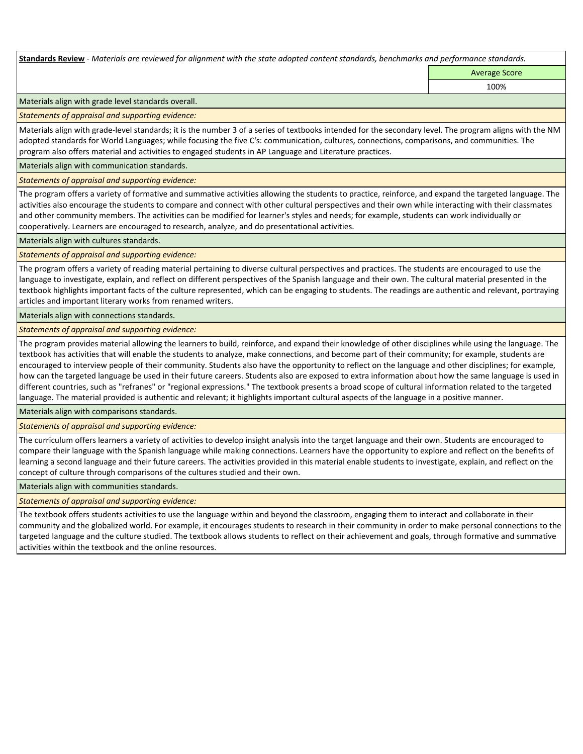**Standards Review** - *Materials are reviewed for alignment with the state adopted content standards, benchmarks and performance standards.*

| | Average Score |
|---|---|
| | 100% |

Materials align with grade level standards overall.

*Statements of appraisal and supporting evidence:*

Materials align with grade-level standards; it is the number 3 of a series of textbooks intended for the secondary level. The program aligns with the NM adopted standards for World Languages; while focusing the five C's: communication, cultures, connections, comparisons, and communities. The program also offers material and activities to engaged students in AP Language and Literature practices.

Materials align with communication standards.

*Statements of appraisal and supporting evidence:*

The program offers a variety of formative and summative activities allowing the students to practice, reinforce, and expand the targeted language. The activities also encourage the students to compare and connect with other cultural perspectives and their own while interacting with their classmates and other community members. The activities can be modified for learner's styles and needs; for example, students can work individually or cooperatively. Learners are encouraged to research, analyze, and do presentational activities.

Materials align with cultures standards.

*Statements of appraisal and supporting evidence:*

The program offers a variety of reading material pertaining to diverse cultural perspectives and practices. The students are encouraged to use the language to investigate, explain, and reflect on different perspectives of the Spanish language and their own. The cultural material presented in the textbook highlights important facts of the culture represented, which can be engaging to students. The readings are authentic and relevant, portraying articles and important literary works from renamed writers.

Materials align with connections standards.

*Statements of appraisal and supporting evidence:*

The program provides material allowing the learners to build, reinforce, and expand their knowledge of other disciplines while using the language. The textbook has activities that will enable the students to analyze, make connections, and become part of their community; for example, students are encouraged to interview people of their community. Students also have the opportunity to reflect on the language and other disciplines; for example, how can the targeted language be used in their future careers. Students also are exposed to extra information about how the same language is used in different countries, such as "refranes" or "regional expressions." The textbook presents a broad scope of cultural information related to the targeted language. The material provided is authentic and relevant; it highlights important cultural aspects of the language in a positive manner.

Materials align with comparisons standards.

*Statements of appraisal and supporting evidence:*

The curriculum offers learners a variety of activities to develop insight analysis into the target language and their own. Students are encouraged to compare their language with the Spanish language while making connections. Learners have the opportunity to explore and reflect on the benefits of learning a second language and their future careers. The activities provided in this material enable students to investigate, explain, and reflect on the concept of culture through comparisons of the cultures studied and their own.

Materials align with communities standards.

*Statements of appraisal and supporting evidence:*

The textbook offers students activities to use the language within and beyond the classroom, engaging them to interact and collaborate in their community and the globalized world. For example, it encourages students to research in their community in order to make personal connections to the targeted language and the culture studied. The textbook allows students to reflect on their achievement and goals, through formative and summative activities within the textbook and the online resources.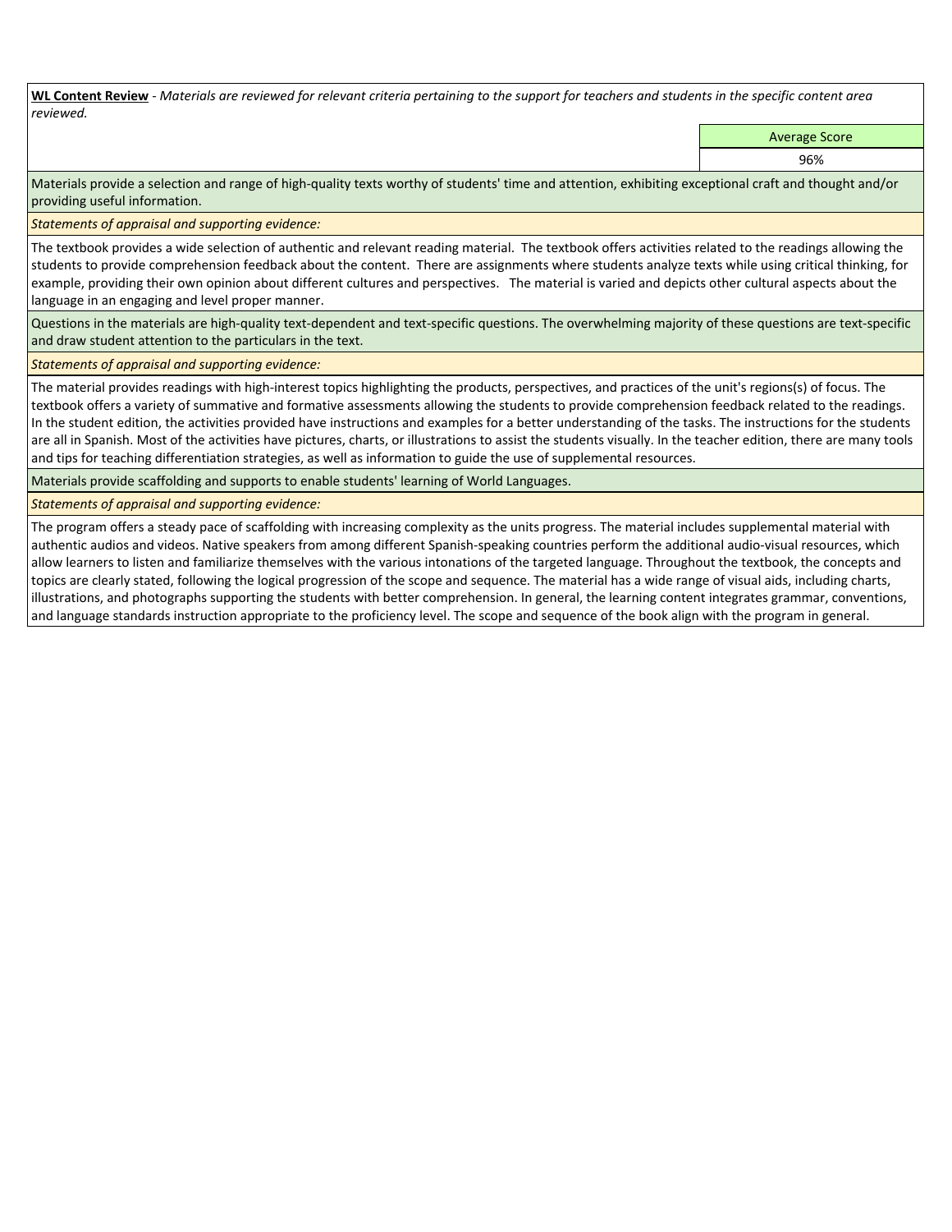**WL Content Review** - *Materials are reviewed for relevant criteria pertaining to the support for teachers and students in the specific content area reviewed.*

| Average Score |
| --- |
| 96% |

Materials provide a selection and range of high-quality texts worthy of students' time and attention, exhibiting exceptional craft and thought and/or providing useful information.

*Statements of appraisal and supporting evidence:*

The textbook provides a wide selection of authentic and relevant reading material. The textbook offers activities related to the readings allowing the students to provide comprehension feedback about the content. There are assignments where students analyze texts while using critical thinking, for example, providing their own opinion about different cultures and perspectives. The material is varied and depicts other cultural aspects about the language in an engaging and level proper manner.

Questions in the materials are high-quality text-dependent and text-specific questions. The overwhelming majority of these questions are text-specific and draw student attention to the particulars in the text.

*Statements of appraisal and supporting evidence:*

The material provides readings with high-interest topics highlighting the products, perspectives, and practices of the unit's regions(s) of focus. The textbook offers a variety of summative and formative assessments allowing the students to provide comprehension feedback related to the readings. In the student edition, the activities provided have instructions and examples for a better understanding of the tasks. The instructions for the students are all in Spanish. Most of the activities have pictures, charts, or illustrations to assist the students visually. In the teacher edition, there are many tools and tips for teaching differentiation strategies, as well as information to guide the use of supplemental resources.

Materials provide scaffolding and supports to enable students' learning of World Languages.

*Statements of appraisal and supporting evidence:*

The program offers a steady pace of scaffolding with increasing complexity as the units progress. The material includes supplemental material with authentic audios and videos. Native speakers from among different Spanish-speaking countries perform the additional audio-visual resources, which allow learners to listen and familiarize themselves with the various intonations of the targeted language. Throughout the textbook, the concepts and topics are clearly stated, following the logical progression of the scope and sequence. The material has a wide range of visual aids, including charts, illustrations, and photographs supporting the students with better comprehension. In general, the learning content integrates grammar, conventions, and language standards instruction appropriate to the proficiency level. The scope and sequence of the book align with the program in general.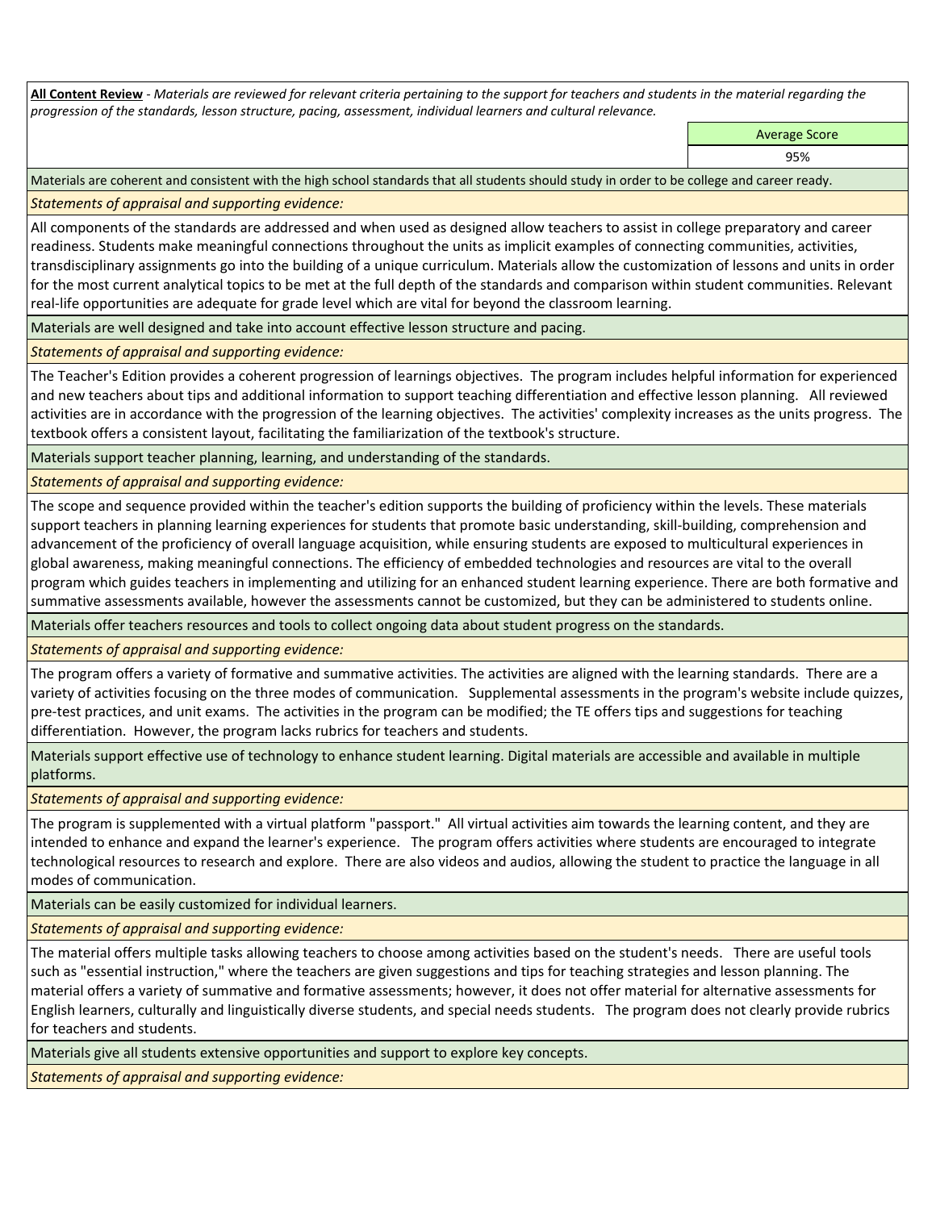**All Content Review** - *Materials are reviewed for relevant criteria pertaining to the support for teachers and students in the material regarding the progression of the standards, lesson structure, pacing, assessment, individual learners and cultural relevance.*

| Average Score |
| --- |
| 95% |

Materials are coherent and consistent with the high school standards that all students should study in order to be college and career ready.

*Statements of appraisal and supporting evidence:*

All components of the standards are addressed and when used as designed allow teachers to assist in college preparatory and career readiness. Students make meaningful connections throughout the units as implicit examples of connecting communities, activities, transdisciplinary assignments go into the building of a unique curriculum. Materials allow the customization of lessons and units in order for the most current analytical topics to be met at the full depth of the standards and comparison within student communities. Relevant real-life opportunities are adequate for grade level which are vital for beyond the classroom learning.

Materials are well designed and take into account effective lesson structure and pacing.

*Statements of appraisal and supporting evidence:*

The Teacher's Edition provides a coherent progression of learnings objectives. The program includes helpful information for experienced and new teachers about tips and additional information to support teaching differentiation and effective lesson planning. All reviewed activities are in accordance with the progression of the learning objectives. The activities' complexity increases as the units progress. The textbook offers a consistent layout, facilitating the familiarization of the textbook's structure.

Materials support teacher planning, learning, and understanding of the standards.

*Statements of appraisal and supporting evidence:*

The scope and sequence provided within the teacher's edition supports the building of proficiency within the levels. These materials support teachers in planning learning experiences for students that promote basic understanding, skill-building, comprehension and advancement of the proficiency of overall language acquisition, while ensuring students are exposed to multicultural experiences in global awareness, making meaningful connections. The efficiency of embedded technologies and resources are vital to the overall program which guides teachers in implementing and utilizing for an enhanced student learning experience. There are both formative and summative assessments available, however the assessments cannot be customized, but they can be administered to students online.

Materials offer teachers resources and tools to collect ongoing data about student progress on the standards.

*Statements of appraisal and supporting evidence:*

The program offers a variety of formative and summative activities. The activities are aligned with the learning standards. There are a variety of activities focusing on the three modes of communication. Supplemental assessments in the program's website include quizzes, pre-test practices, and unit exams. The activities in the program can be modified; the TE offers tips and suggestions for teaching differentiation. However, the program lacks rubrics for teachers and students.

Materials support effective use of technology to enhance student learning. Digital materials are accessible and available in multiple platforms.

*Statements of appraisal and supporting evidence:*

The program is supplemented with a virtual platform "passport." All virtual activities aim towards the learning content, and they are intended to enhance and expand the learner's experience. The program offers activities where students are encouraged to integrate technological resources to research and explore. There are also videos and audios, allowing the student to practice the language in all modes of communication.

Materials can be easily customized for individual learners.

*Statements of appraisal and supporting evidence:*

The material offers multiple tasks allowing teachers to choose among activities based on the student's needs. There are useful tools such as "essential instruction," where the teachers are given suggestions and tips for teaching strategies and lesson planning. The material offers a variety of summative and formative assessments; however, it does not offer material for alternative assessments for English learners, culturally and linguistically diverse students, and special needs students. The program does not clearly provide rubrics for teachers and students.

Materials give all students extensive opportunities and support to explore key concepts.

*Statements of appraisal and supporting evidence:*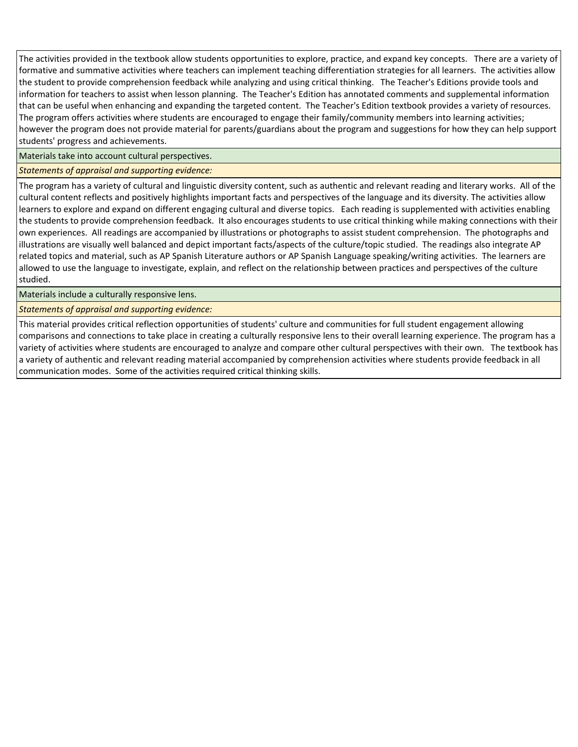The activities provided in the textbook allow students opportunities to explore, practice, and expand key concepts. There are a variety of formative and summative activities where teachers can implement teaching differentiation strategies for all learners. The activities allow the student to provide comprehension feedback while analyzing and using critical thinking. The Teacher's Editions provide tools and information for teachers to assist when lesson planning. The Teacher's Edition has annotated comments and supplemental information that can be useful when enhancing and expanding the targeted content. The Teacher's Edition textbook provides a variety of resources. The program offers activities where students are encouraged to engage their family/community members into learning activities; however the program does not provide material for parents/guardians about the program and suggestions for how they can help support students' progress and achievements.

Materials take into account cultural perspectives.

*Statements of appraisal and supporting evidence:*

The program has a variety of cultural and linguistic diversity content, such as authentic and relevant reading and literary works. All of the cultural content reflects and positively highlights important facts and perspectives of the language and its diversity. The activities allow learners to explore and expand on different engaging cultural and diverse topics. Each reading is supplemented with activities enabling the students to provide comprehension feedback. It also encourages students to use critical thinking while making connections with their own experiences. All readings are accompanied by illustrations or photographs to assist student comprehension. The photographs and illustrations are visually well balanced and depict important facts/aspects of the culture/topic studied. The readings also integrate AP related topics and material, such as AP Spanish Literature authors or AP Spanish Language speaking/writing activities. The learners are allowed to use the language to investigate, explain, and reflect on the relationship between practices and perspectives of the culture studied.

Materials include a culturally responsive lens.

*Statements of appraisal and supporting evidence:*

This material provides critical reflection opportunities of students' culture and communities for full student engagement allowing comparisons and connections to take place in creating a culturally responsive lens to their overall learning experience. The program has a variety of activities where students are encouraged to analyze and compare other cultural perspectives with their own. The textbook has a variety of authentic and relevant reading material accompanied by comprehension activities where students provide feedback in all communication modes. Some of the activities required critical thinking skills.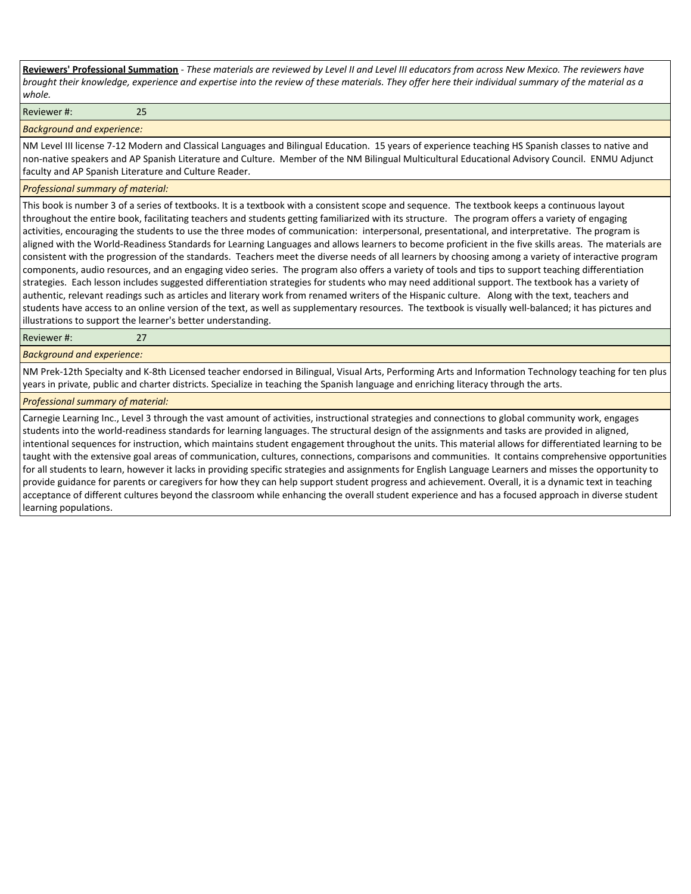**Reviewers' Professional Summation** - *These materials are reviewed by Level II and Level III educators from across New Mexico. The reviewers have brought their knowledge, experience and expertise into the review of these materials. They offer here their individual summary of the material as a whole.*

Reviewer #: 25

*Background and experience:*

NM Level III license 7-12 Modern and Classical Languages and Bilingual Education. 15 years of experience teaching HS Spanish classes to native and non-native speakers and AP Spanish Literature and Culture. Member of the NM Bilingual Multicultural Educational Advisory Council. ENMU Adjunct faculty and AP Spanish Literature and Culture Reader.

*Professional summary of material:*

This book is number 3 of a series of textbooks. It is a textbook with a consistent scope and sequence. The textbook keeps a continuous layout throughout the entire book, facilitating teachers and students getting familiarized with its structure. The program offers a variety of engaging activities, encouraging the students to use the three modes of communication: interpersonal, presentational, and interpretative. The program is aligned with the World-Readiness Standards for Learning Languages and allows learners to become proficient in the five skills areas. The materials are consistent with the progression of the standards. Teachers meet the diverse needs of all learners by choosing among a variety of interactive program components, audio resources, and an engaging video series. The program also offers a variety of tools and tips to support teaching differentiation strategies. Each lesson includes suggested differentiation strategies for students who may need additional support. The textbook has a variety of authentic, relevant readings such as articles and literary work from renamed writers of the Hispanic culture. Along with the text, teachers and students have access to an online version of the text, as well as supplementary resources. The textbook is visually well-balanced; it has pictures and illustrations to support the learner's better understanding.

Reviewer #: 27

*Background and experience:*

NM Prek-12th Specialty and K-8th Licensed teacher endorsed in Bilingual, Visual Arts, Performing Arts and Information Technology teaching for ten plus years in private, public and charter districts. Specialize in teaching the Spanish language and enriching literacy through the arts.

*Professional summary of material:*

Carnegie Learning Inc., Level 3 through the vast amount of activities, instructional strategies and connections to global community work, engages students into the world-readiness standards for learning languages. The structural design of the assignments and tasks are provided in aligned, intentional sequences for instruction, which maintains student engagement throughout the units. This material allows for differentiated learning to be taught with the extensive goal areas of communication, cultures, connections, comparisons and communities. It contains comprehensive opportunities for all students to learn, however it lacks in providing specific strategies and assignments for English Language Learners and misses the opportunity to provide guidance for parents or caregivers for how they can help support student progress and achievement. Overall, it is a dynamic text in teaching acceptance of different cultures beyond the classroom while enhancing the overall student experience and has a focused approach in diverse student learning populations.